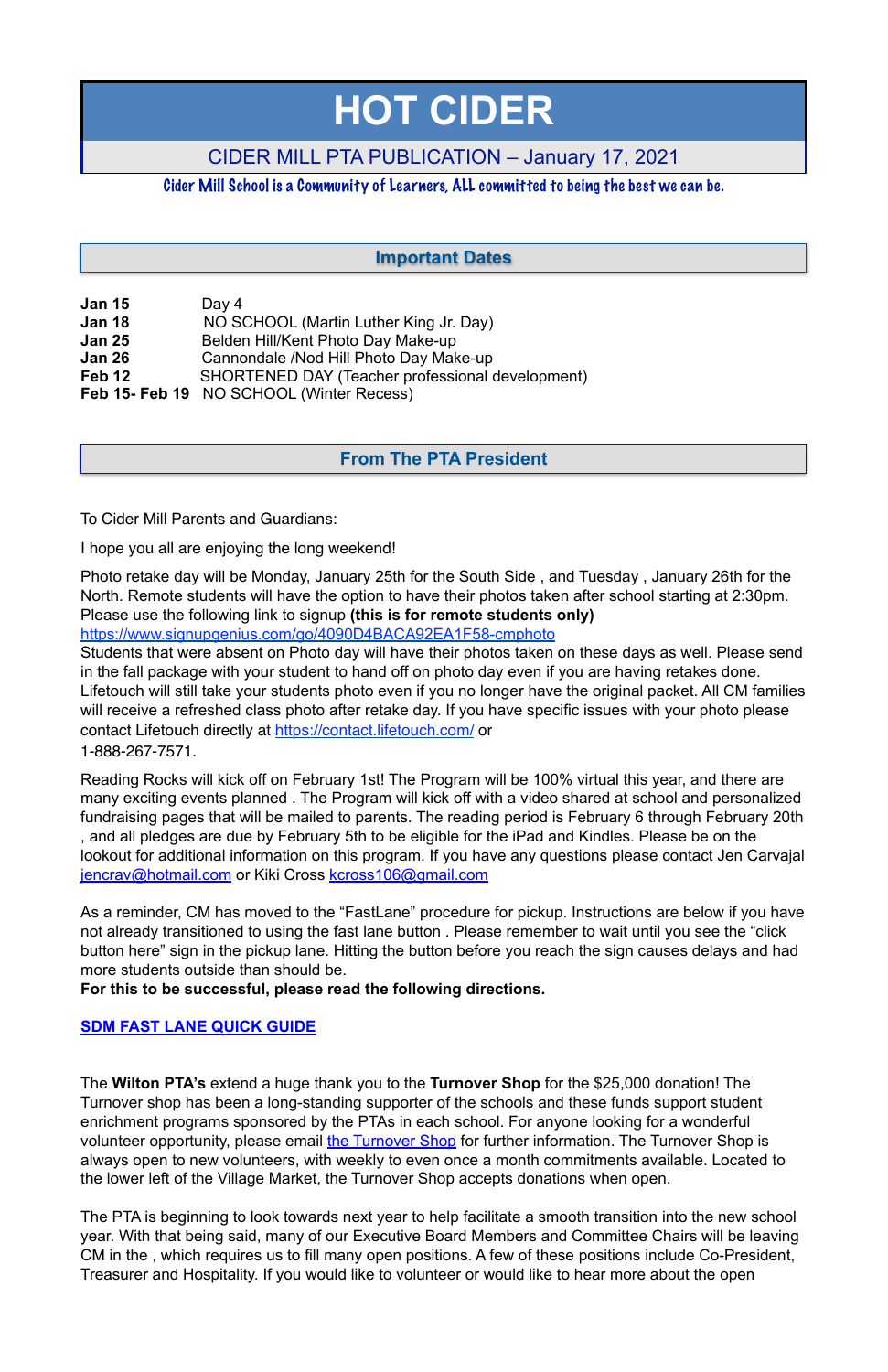# HOT CIDER

CIDER MILL PTA PUBLICATION – January 17, 2021

*Cider Mill School is a Community of Learners, ALL committed to being the best we can be.*

## Important Dates

| | |
|---|---|
| **Jan 15** | Day 4 |
| **Jan 18** | NO SCHOOL (Martin Luther King Jr. Day) |
| **Jan 25** | Belden Hill/Kent Photo Day Make-up |
| **Jan 26** | Cannondale /Nod Hill Photo Day Make-up |
| **Feb 12** | SHORTENED DAY (Teacher professional development) |
| **Feb 15- Feb 19** | NO SCHOOL (Winter Recess) |

## From The PTA President

To Cider Mill Parents and Guardians:

I hope you all are enjoying the long weekend!

Photo retake day will be Monday, January 25th for the South Side , and Tuesday , January 26th for the North. Remote students will have the option to have their photos taken after school starting at 2:30pm. Please use the following link to signup **(this is for remote students only)**
https://www.signupgenius.com/go/4090D4BACA92EA1F58-cmphoto
Students that were absent on Photo day will have their photos taken on these days as well. Please send in the fall package with your student to hand off on photo day even if you are having retakes done. Lifetouch will still take your students photo even if you no longer have the original packet. All CM families will receive a refreshed class photo after retake day. If you have specific issues with your photo please contact Lifetouch directly at https://contact.lifetouch.com/ or
1-888-267-7571.

Reading Rocks will kick off on February 1st! The Program will be 100% virtual this year, and there are many exciting events planned . The Program will kick off with a video shared at school and personalized fundraising pages that will be mailed to parents. The reading period is February 6 through February 20th , and all pledges are due by February 5th to be eligible for the iPad and Kindles. Please be on the lookout for additional information on this program. If you have any questions please contact Jen Carvajal jencrav@hotmail.com or Kiki Cross kcross106@gmail.com

As a reminder, CM has moved to the "FastLane" procedure for pickup. Instructions are below if you have not already transitioned to using the fast lane button . Please remember to wait until you see the "click button here" sign in the pickup lane. Hitting the button before you reach the sign causes delays and had more students outside than should be.
**For this to be successful, please read the following directions.**

**SDM FAST LANE QUICK GUIDE**

The **Wilton PTA's** extend a huge thank you to the **Turnover Shop** for the $25,000 donation! The Turnover shop has been a long-standing supporter of the schools and these funds support student enrichment programs sponsored by the PTAs in each school. For anyone looking for a wonderful volunteer opportunity, please email the Turnover Shop for further information. The Turnover Shop is always open to new volunteers, with weekly to even once a month commitments available. Located to the lower left of the Village Market, the Turnover Shop accepts donations when open.

The PTA is beginning to look towards next year to help facilitate a smooth transition into the new school year. With that being said, many of our Executive Board Members and Committee Chairs will be leaving CM in the , which requires us to fill many open positions. A few of these positions include Co-President, Treasurer and Hospitality. If you would like to volunteer or would like to hear more about the open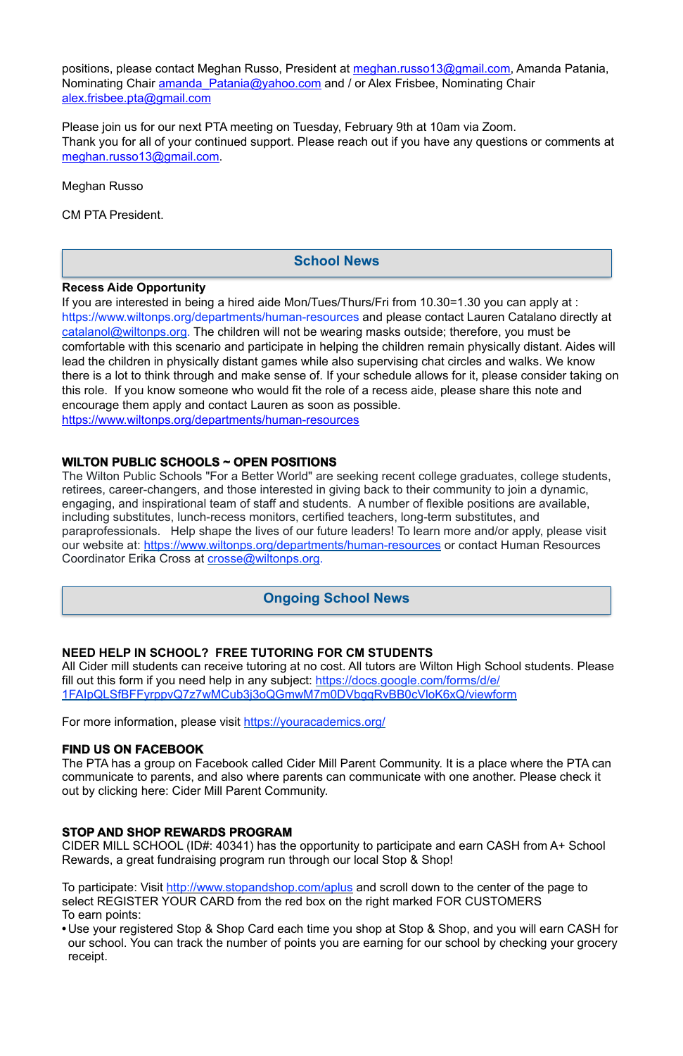positions, please contact Meghan Russo, President at meghan.russo13@gmail.com, Amanda Patania, Nominating Chair amanda_Patania@yahoo.com and / or Alex Frisbee, Nominating Chair alex.frisbee.pta@gmail.com

Please join us for our next PTA meeting on Tuesday, February 9th at 10am via Zoom.
Thank you for all of your continued support. Please reach out if you have any questions or comments at meghan.russo13@gmail.com.

Meghan Russo

CM PTA President.

## School News

**Recess Aide Opportunity**

If you are interested in being a hired aide Mon/Tues/Thurs/Fri from 10.30=1.30 you can apply at : https://www.wiltonps.org/departments/human-resources and please contact Lauren Catalano directly at catalanol@wiltonps.org. The children will not be wearing masks outside; therefore, you must be comfortable with this scenario and participate in helping the children remain physically distant. Aides will lead the children in physically distant games while also supervising chat circles and walks. We know there is a lot to think through and make sense of. If your schedule allows for it, please consider taking on this role. If you know someone who would fit the role of a recess aide, please share this note and encourage them apply and contact Lauren as soon as possible.
https://www.wiltonps.org/departments/human-resources

**WILTON PUBLIC SCHOOLS ~ OPEN POSITIONS**

The Wilton Public Schools "For a Better World" are seeking recent college graduates, college students, retirees, career-changers, and those interested in giving back to their community to join a dynamic, engaging, and inspirational team of staff and students. A number of flexible positions are available, including substitutes, lunch-recess monitors, certified teachers, long-term substitutes, and paraprofessionals. Help shape the lives of our future leaders! To learn more and/or apply, please visit our website at: https://www.wiltonps.org/departments/human-resources or contact Human Resources Coordinator Erika Cross at crosse@wiltonps.org.

## Ongoing School News

**NEED HELP IN SCHOOL? FREE TUTORING FOR CM STUDENTS**

All Cider mill students can receive tutoring at no cost. All tutors are Wilton High School students. Please fill out this form if you need help in any subject: https://docs.google.com/forms/d/e/1FAIpQLSfBFFyrppvQ7z7wMCub3j3oQGmwM7m0DVbgqRvBB0cVloK6xQ/viewform

For more information, please visit https://youracademics.org/

**FIND US ON FACEBOOK**

The PTA has a group on Facebook called Cider Mill Parent Community. It is a place where the PTA can communicate to parents, and also where parents can communicate with one another. Please check it out by clicking here: Cider Mill Parent Community.

**STOP AND SHOP REWARDS PROGRAM**

CIDER MILL SCHOOL (ID#: 40341) has the opportunity to participate and earn CASH from A+ School Rewards, a great fundraising program run through our local Stop & Shop!

To participate: Visit http://www.stopandshop.com/aplus and scroll down to the center of the page to select REGISTER YOUR CARD from the red box on the right marked FOR CUSTOMERS
To earn points:

- Use your registered Stop & Shop Card each time you shop at Stop & Shop, and you will earn CASH for our school. You can track the number of points you are earning for our school by checking your grocery receipt.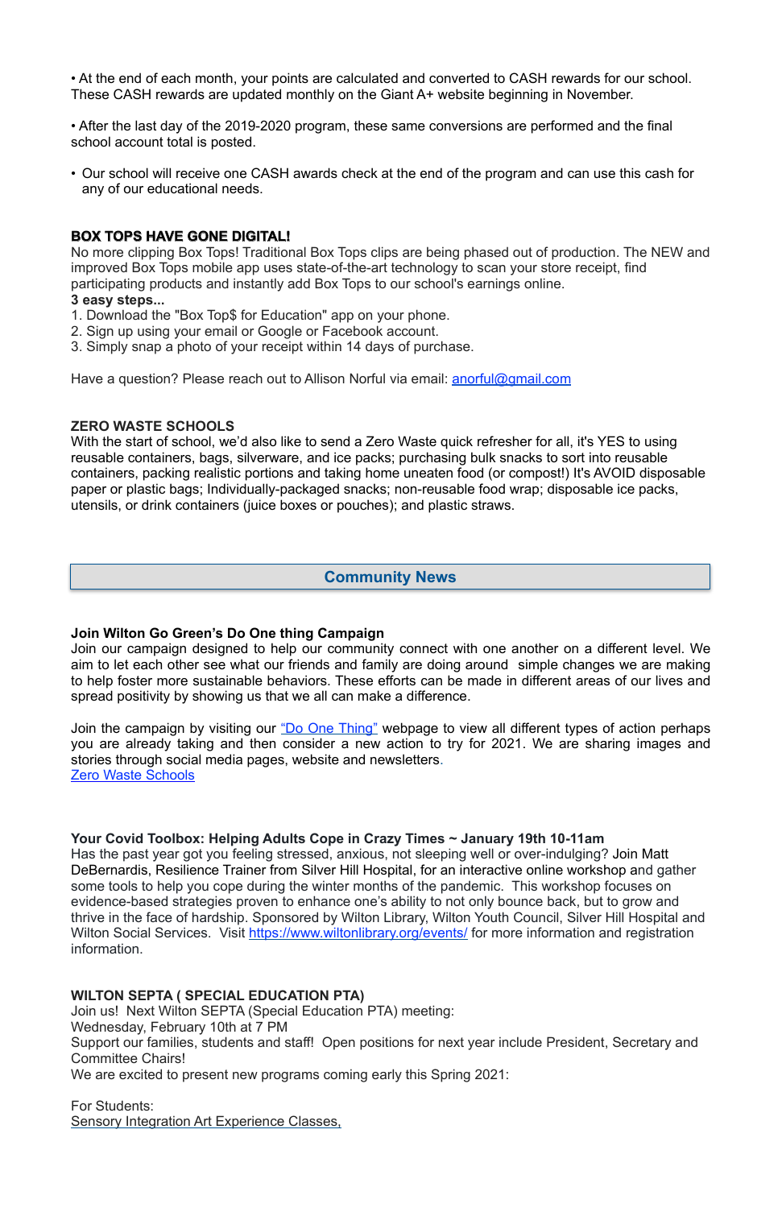• At the end of each month, your points are calculated and converted to CASH rewards for our school. These CASH rewards are updated monthly on the Giant A+ website beginning in November.

• After the last day of the 2019-2020 program, these same conversions are performed and the final school account total is posted.

• Our school will receive one CASH awards check at the end of the program and can use this cash for any of our educational needs.

**BOX TOPS HAVE GONE DIGITAL!**
No more clipping Box Tops! Traditional Box Tops clips are being phased out of production. The NEW and improved Box Tops mobile app uses state-of-the-art technology to scan your store receipt, find participating products and instantly add Box Tops to our school's earnings online.
**3 easy steps...**
1. Download the "Box Top$ for Education" app on your phone.
2. Sign up using your email or Google or Facebook account.
3. Simply snap a photo of your receipt within 14 days of purchase.

Have a question? Please reach out to Allison Norful via email: anorful@gmail.com

**ZERO WASTE SCHOOLS**
With the start of school, we'd also like to send a Zero Waste quick refresher for all, it's YES to using reusable containers, bags, silverware, and ice packs; purchasing bulk snacks to sort into reusable containers, packing realistic portions and taking home uneaten food (or compost!) It's AVOID disposable paper or plastic bags; Individually-packaged snacks; non-reusable food wrap; disposable ice packs, utensils, or drink containers (juice boxes or pouches); and plastic straws.

## Community News

**Join Wilton Go Green's Do One thing Campaign**
Join our campaign designed to help our community connect with one another on a different level. We aim to let each other see what our friends and family are doing around simple changes we are making to help foster more sustainable behaviors. These efforts can be made in different areas of our lives and spread positivity by showing us that we all can make a difference.

Join the campaign by visiting our "Do One Thing" webpage to view all different types of action perhaps you are already taking and then consider a new action to try for 2021. We are sharing images and stories through social media pages, website and newsletters.
Zero Waste Schools

**Your Covid Toolbox: Helping Adults Cope in Crazy Times ~ January 19th 10-11am**
Has the past year got you feeling stressed, anxious, not sleeping well or over-indulging? Join Matt DeBernardis, Resilience Trainer from Silver Hill Hospital, for an interactive online workshop and gather some tools to help you cope during the winter months of the pandemic. This workshop focuses on evidence-based strategies proven to enhance one's ability to not only bounce back, but to grow and thrive in the face of hardship. Sponsored by Wilton Library, Wilton Youth Council, Silver Hill Hospital and Wilton Social Services. Visit https://www.wiltonlibrary.org/events/ for more information and registration information.

**WILTON SEPTA ( SPECIAL EDUCATION PTA)**
Join us! Next Wilton SEPTA (Special Education PTA) meeting:
Wednesday, February 10th at 7 PM
Support our families, students and staff! Open positions for next year include President, Secretary and Committee Chairs!
We are excited to present new programs coming early this Spring 2021:

For Students:
Sensory Integration Art Experience Classes,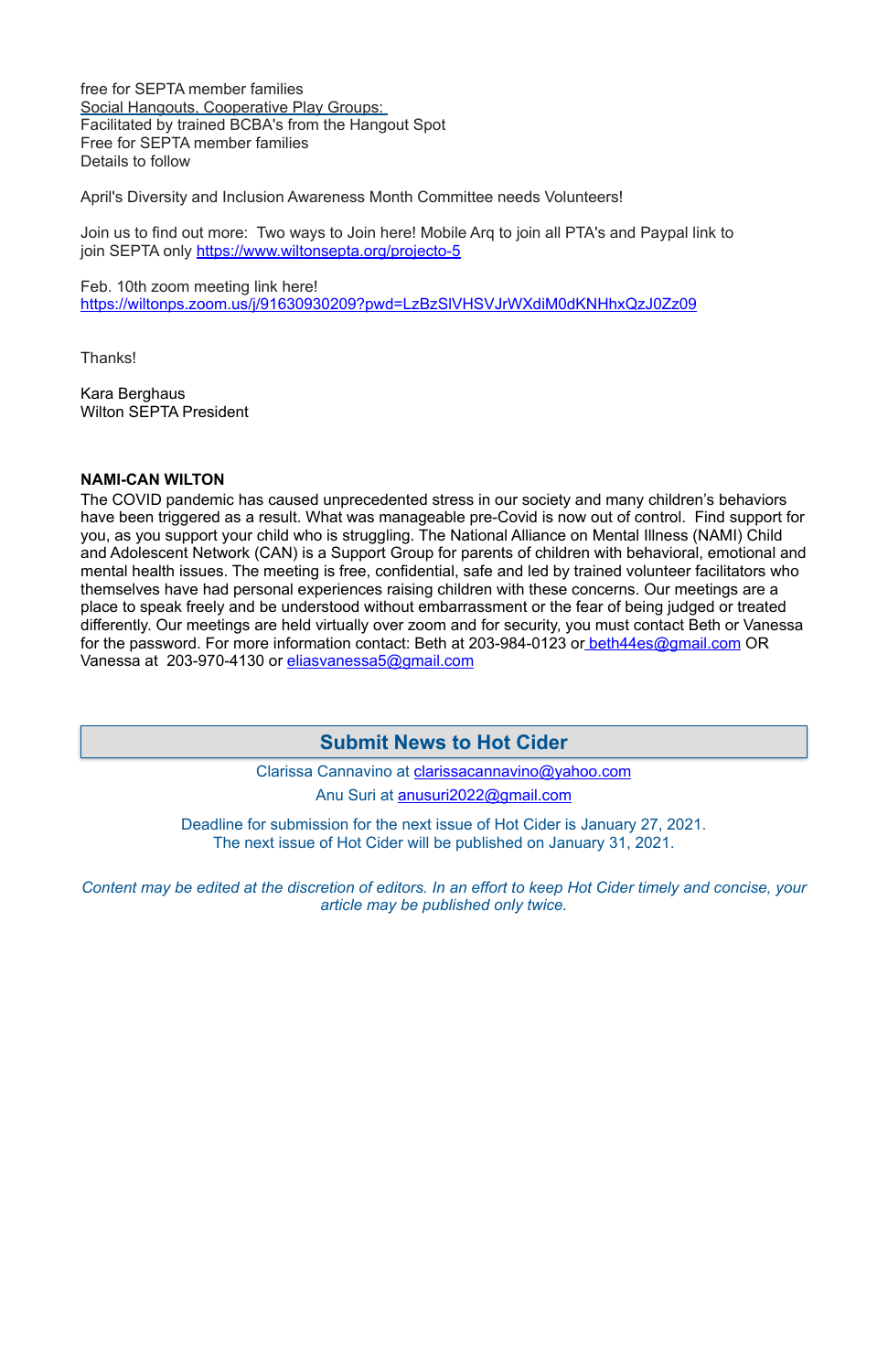free for SEPTA member families
Social Hangouts, Cooperative Play Groups:
Facilitated by trained BCBA's from the Hangout Spot
Free for SEPTA member families
Details to follow

April's Diversity and Inclusion Awareness Month Committee needs Volunteers!

Join us to find out more: Two ways to Join here! Mobile Arq to join all PTA's and Paypal link to join SEPTA only https://www.wiltonsepta.org/projecto-5

Feb. 10th zoom meeting link here!
https://wiltonps.zoom.us/j/91630930209?pwd=LzBzSlVHSVJrWXdiM0dKNHhxQzJ0Zz09

Thanks!

Kara Berghaus
Wilton SEPTA President

**NAMI-CAN WILTON**
The COVID pandemic has caused unprecedented stress in our society and many children's behaviors have been triggered as a result. What was manageable pre-Covid is now out of control. Find support for you, as you support your child who is struggling. The National Alliance on Mental Illness (NAMI) Child and Adolescent Network (CAN) is a Support Group for parents of children with behavioral, emotional and mental health issues. The meeting is free, confidential, safe and led by trained volunteer facilitators who themselves have had personal experiences raising children with these concerns. Our meetings are a place to speak freely and be understood without embarrassment or the fear of being judged or treated differently. Our meetings are held virtually over zoom and for security, you must contact Beth or Vanessa for the password. For more information contact: Beth at 203-984-0123 or beth44es@gmail.com OR Vanessa at 203-970-4130 or eliasvanessa5@gmail.com

## Submit News to Hot Cider

Clarissa Cannavino at clarissacannavino@yahoo.com

Anu Suri at anusuri2022@gmail.com

Deadline for submission for the next issue of Hot Cider is January 27, 2021.
The next issue of Hot Cider will be published on January 31, 2021.

*Content may be edited at the discretion of editors. In an effort to keep Hot Cider timely and concise, your article may be published only twice.*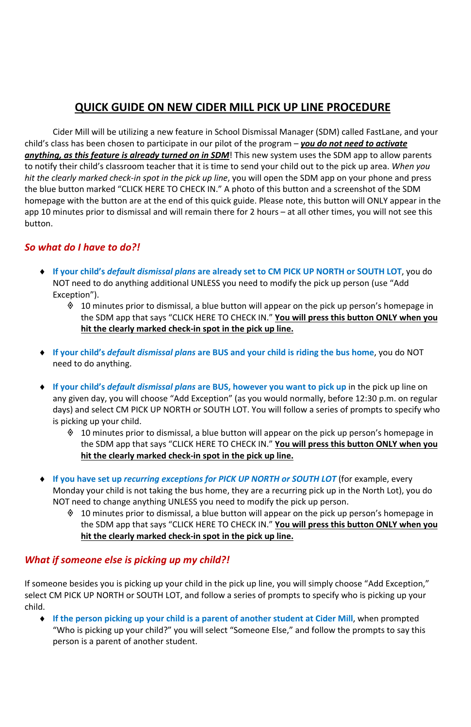# QUICK GUIDE ON NEW CIDER MILL PICK UP LINE PROCEDURE

Cider Mill will be utilizing a new feature in School Dismissal Manager (SDM) called FastLane, and your child's class has been chosen to participate in our pilot of the program – ***you do not need to activate anything, as this feature is already turned on in SDM***! This new system uses the SDM app to allow parents to notify their child's classroom teacher that it is time to send your child out to the pick up area. *When you hit the clearly marked check-in spot in the pick up line*, you will open the SDM app on your phone and press the blue button marked "CLICK HERE TO CHECK IN." A photo of this button and a screenshot of the SDM homepage with the button are at the end of this quick guide. Please note, this button will ONLY appear in the app 10 minutes prior to dismissal and will remain there for 2 hours – at all other times, you will not see this button.

## *So what do I have to do?!*

- **If your child's *default dismissal plans* are already set to CM PICK UP NORTH or SOUTH LOT**, you do NOT need to do anything additional UNLESS you need to modify the pick up person (use "Add Exception").
  - 10 minutes prior to dismissal, a blue button will appear on the pick up person's homepage in the SDM app that says "CLICK HERE TO CHECK IN." **You will press this button ONLY when you hit the clearly marked check-in spot in the pick up line.**

- **If your child's *default dismissal plans* are BUS and your child is riding the bus home**, you do NOT need to do anything.

- **If your child's *default dismissal plans* are BUS, however you want to pick up** in the pick up line on any given day, you will choose "Add Exception" (as you would normally, before 12:30 p.m. on regular days) and select CM PICK UP NORTH or SOUTH LOT. You will follow a series of prompts to specify who is picking up your child.
  - 10 minutes prior to dismissal, a blue button will appear on the pick up person's homepage in the SDM app that says "CLICK HERE TO CHECK IN." **You will press this button ONLY when you hit the clearly marked check-in spot in the pick up line.**

- **If you have set up *recurring exceptions for PICK UP NORTH or SOUTH LOT*** (for example, every Monday your child is not taking the bus home, they are a recurring pick up in the North Lot), you do NOT need to change anything UNLESS you need to modify the pick up person.
  - 10 minutes prior to dismissal, a blue button will appear on the pick up person's homepage in the SDM app that says "CLICK HERE TO CHECK IN." **You will press this button ONLY when you hit the clearly marked check-in spot in the pick up line.**

## *What if someone else is picking up my child?!*

If someone besides you is picking up your child in the pick up line, you will simply choose "Add Exception," select CM PICK UP NORTH or SOUTH LOT, and follow a series of prompts to specify who is picking up your child.

- **If the person picking up your child is a parent of another student at Cider Mill**, when prompted "Who is picking up your child?" you will select "Someone Else," and follow the prompts to say this person is a parent of another student.